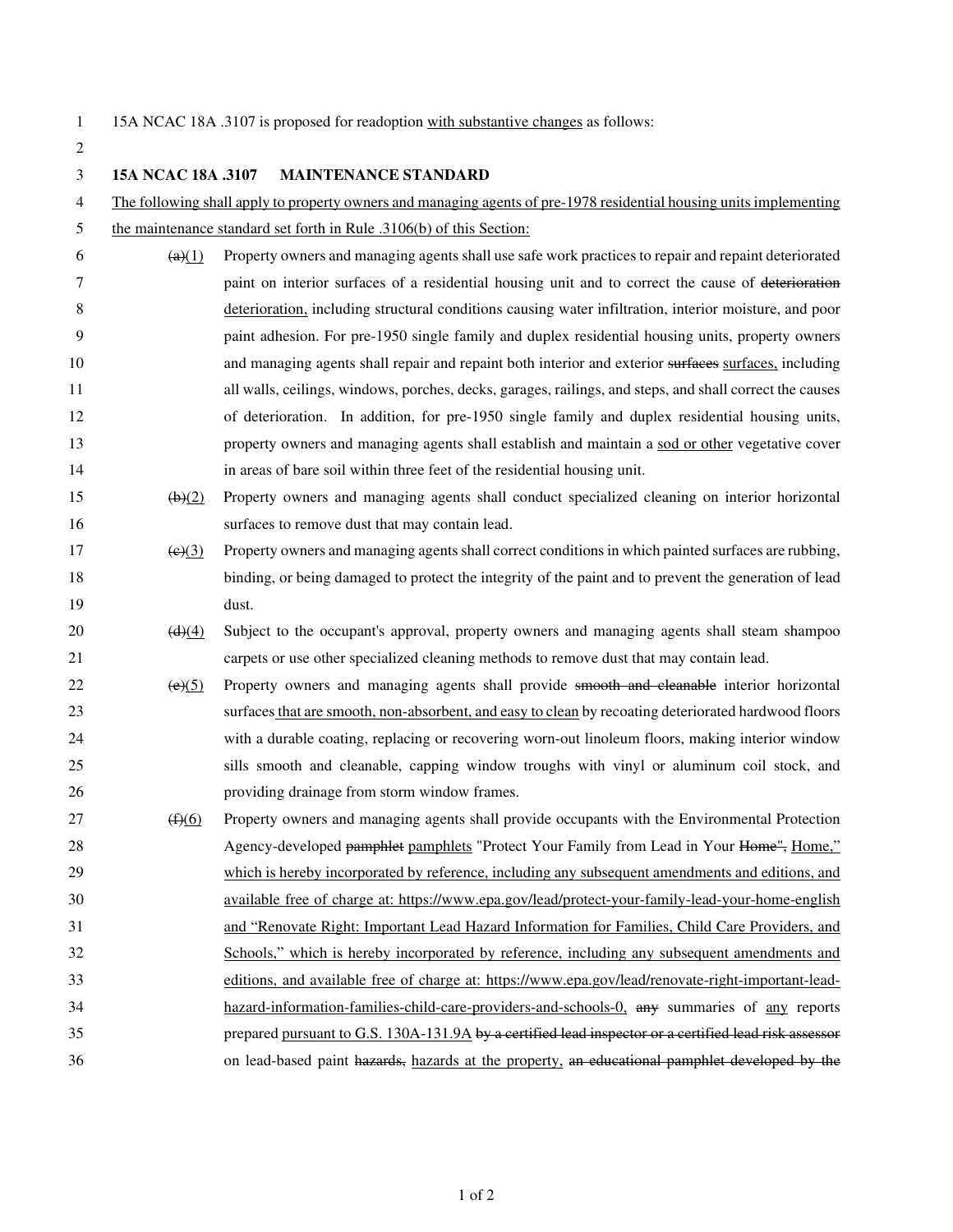15A NCAC 18A .3107 is proposed for readoption with substantive changes as follows:

**15A NCAC 18A .3107 MAINTENANCE STANDARD**

The following shall apply to property owners and managing agents of pre-1978 residential housing units implementing the maintenance standard set forth in Rule .3106(b) of this Section:

~~(a)~~(1) Property owners and managing agents shall use safe work practices to repair and repaint deteriorated paint on interior surfaces of a residential housing unit and to correct the cause of ~~deterioration~~ deterioration, including structural conditions causing water infiltration, interior moisture, and poor paint adhesion. For pre-1950 single family and duplex residential housing units, property owners and managing agents shall repair and repaint both interior and exterior ~~surfaces~~ surfaces, including all walls, ceilings, windows, porches, decks, garages, railings, and steps, and shall correct the causes of deterioration. In addition, for pre-1950 single family and duplex residential housing units, property owners and managing agents shall establish and maintain a sod or other vegetative cover in areas of bare soil within three feet of the residential housing unit.

~~(b)~~(2) Property owners and managing agents shall conduct specialized cleaning on interior horizontal surfaces to remove dust that may contain lead.

~~(c)~~(3) Property owners and managing agents shall correct conditions in which painted surfaces are rubbing, binding, or being damaged to protect the integrity of the paint and to prevent the generation of lead dust.

~~(d)~~(4) Subject to the occupant's approval, property owners and managing agents shall steam shampoo carpets or use other specialized cleaning methods to remove dust that may contain lead.

~~(e)~~(5) Property owners and managing agents shall provide ~~smooth and cleanable~~ interior horizontal surfaces that are smooth, non-absorbent, and easy to clean by recoating deteriorated hardwood floors with a durable coating, replacing or recovering worn-out linoleum floors, making interior window sills smooth and cleanable, capping window troughs with vinyl or aluminum coil stock, and providing drainage from storm window frames.

~~(f)~~(6) Property owners and managing agents shall provide occupants with the Environmental Protection Agency-developed ~~pamphlet~~ pamphlets "Protect Your Family from Lead in Your ~~Home",~~ Home," which is hereby incorporated by reference, including any subsequent amendments and editions, and available free of charge at: https://www.epa.gov/lead/protect-your-family-lead-your-home-english and "Renovate Right: Important Lead Hazard Information for Families, Child Care Providers, and Schools," which is hereby incorporated by reference, including any subsequent amendments and editions, and available free of charge at: https://www.epa.gov/lead/renovate-right-important-lead-hazard-information-families-child-care-providers-and-schools-0, ~~any~~ summaries of any reports prepared pursuant to G.S. 130A-131.9A ~~by a certified lead inspector or a certified lead risk assessor~~ on lead-based paint ~~hazards,~~ hazards at the property, ~~an educational pamphlet developed by the~~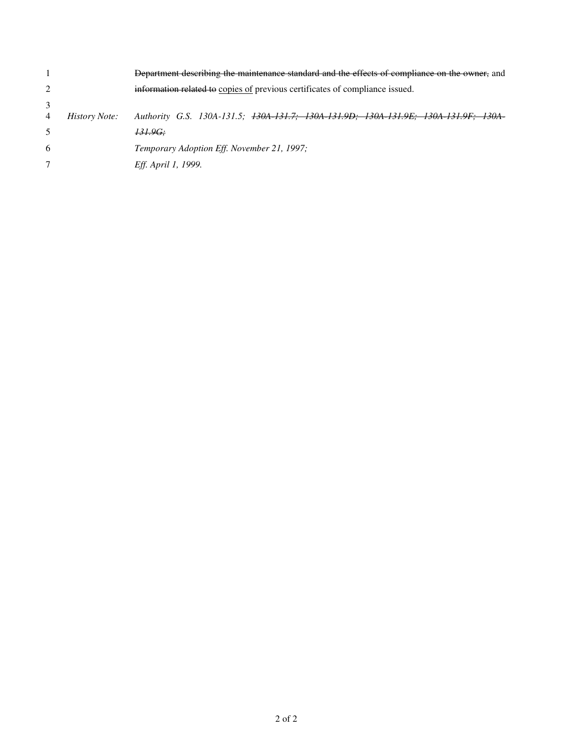~~Department describing the maintenance standard and the effects of compliance on the owner,~~ and ~~information related to~~ <u>copies of</u> previous certificates of compliance issued.

*History Note:* *Authority G.S. 130A-131.5; ~~130A-131.7; 130A-131.9D; 130A-131.9E; 130A-131.9F; 130A-131.9G;~~*
*Temporary Adoption Eff. November 21, 1997;*
*Eff. April 1, 1999.*